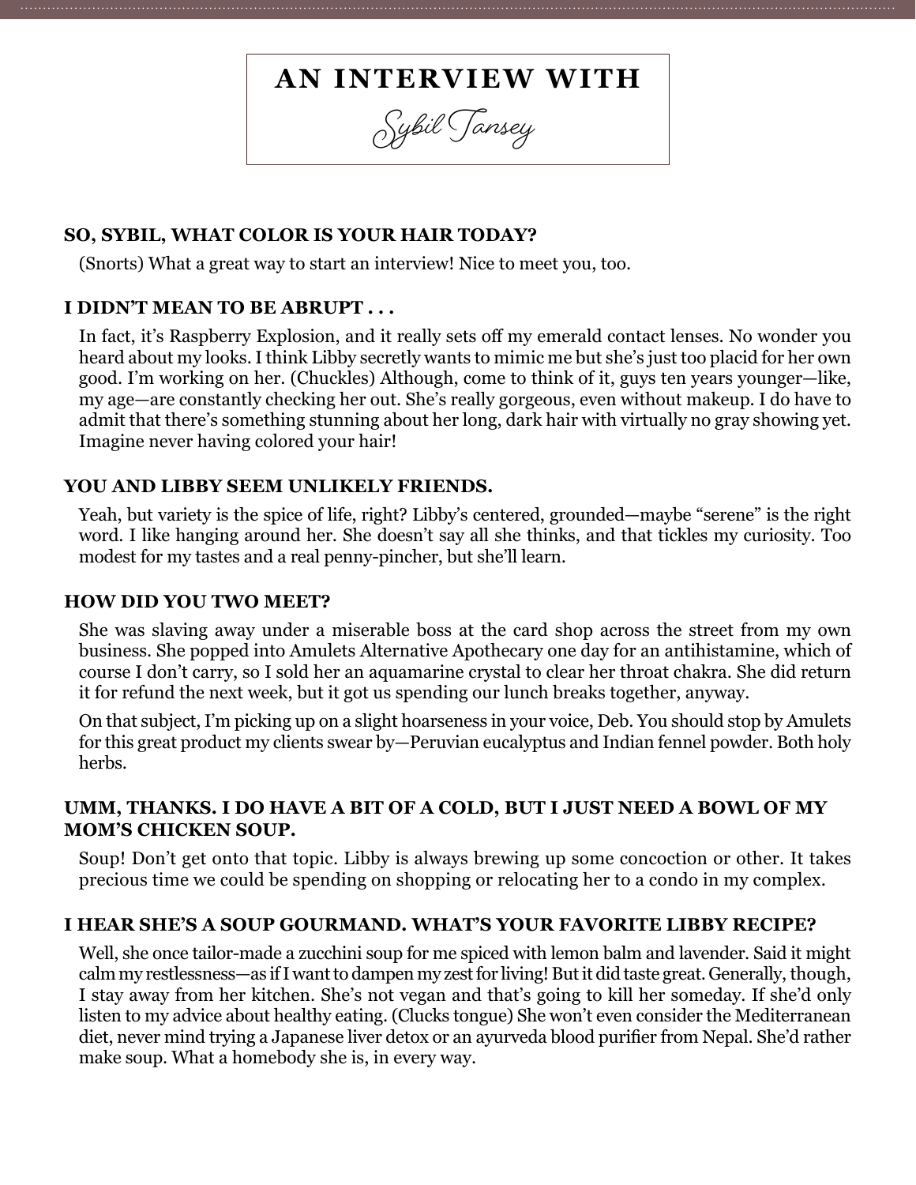# AN INTERVIEW WITH *Sybil Tansey*

**SO, SYBIL, WHAT COLOR IS YOUR HAIR TODAY?**

(Snorts) What a great way to start an interview! Nice to meet you, too.

**I DIDN'T MEAN TO BE ABRUPT . . .**

In fact, it's Raspberry Explosion, and it really sets off my emerald contact lenses. No wonder you heard about my looks. I think Libby secretly wants to mimic me but she's just too placid for her own good. I'm working on her. (Chuckles) Although, come to think of it, guys ten years younger—like, my age—are constantly checking her out. She's really gorgeous, even without makeup. I do have to admit that there's something stunning about her long, dark hair with virtually no gray showing yet. Imagine never having colored your hair!

**YOU AND LIBBY SEEM UNLIKELY FRIENDS.**

Yeah, but variety is the spice of life, right? Libby's centered, grounded—maybe "serene" is the right word. I like hanging around her. She doesn't say all she thinks, and that tickles my curiosity. Too modest for my tastes and a real penny-pincher, but she'll learn.

**HOW DID YOU TWO MEET?**

She was slaving away under a miserable boss at the card shop across the street from my own business. She popped into Amulets Alternative Apothecary one day for an antihistamine, which of course I don't carry, so I sold her an aquamarine crystal to clear her throat chakra. She did return it for refund the next week, but it got us spending our lunch breaks together, anyway.

On that subject, I'm picking up on a slight hoarseness in your voice, Deb. You should stop by Amulets for this great product my clients swear by—Peruvian eucalyptus and Indian fennel powder. Both holy herbs.

**UMM, THANKS. I DO HAVE A BIT OF A COLD, BUT I JUST NEED A BOWL OF MY MOM'S CHICKEN SOUP.**

Soup! Don't get onto that topic. Libby is always brewing up some concoction or other. It takes precious time we could be spending on shopping or relocating her to a condo in my complex.

**I HEAR SHE'S A SOUP GOURMAND. WHAT'S YOUR FAVORITE LIBBY RECIPE?**

Well, she once tailor-made a zucchini soup for me spiced with lemon balm and lavender. Said it might calm my restlessness—as if I want to dampen my zest for living! But it did taste great. Generally, though, I stay away from her kitchen. She's not vegan and that's going to kill her someday. If she'd only listen to my advice about healthy eating. (Clucks tongue) She won't even consider the Mediterranean diet, never mind trying a Japanese liver detox or an ayurveda blood purifier from Nepal. She'd rather make soup. What a homebody she is, in every way.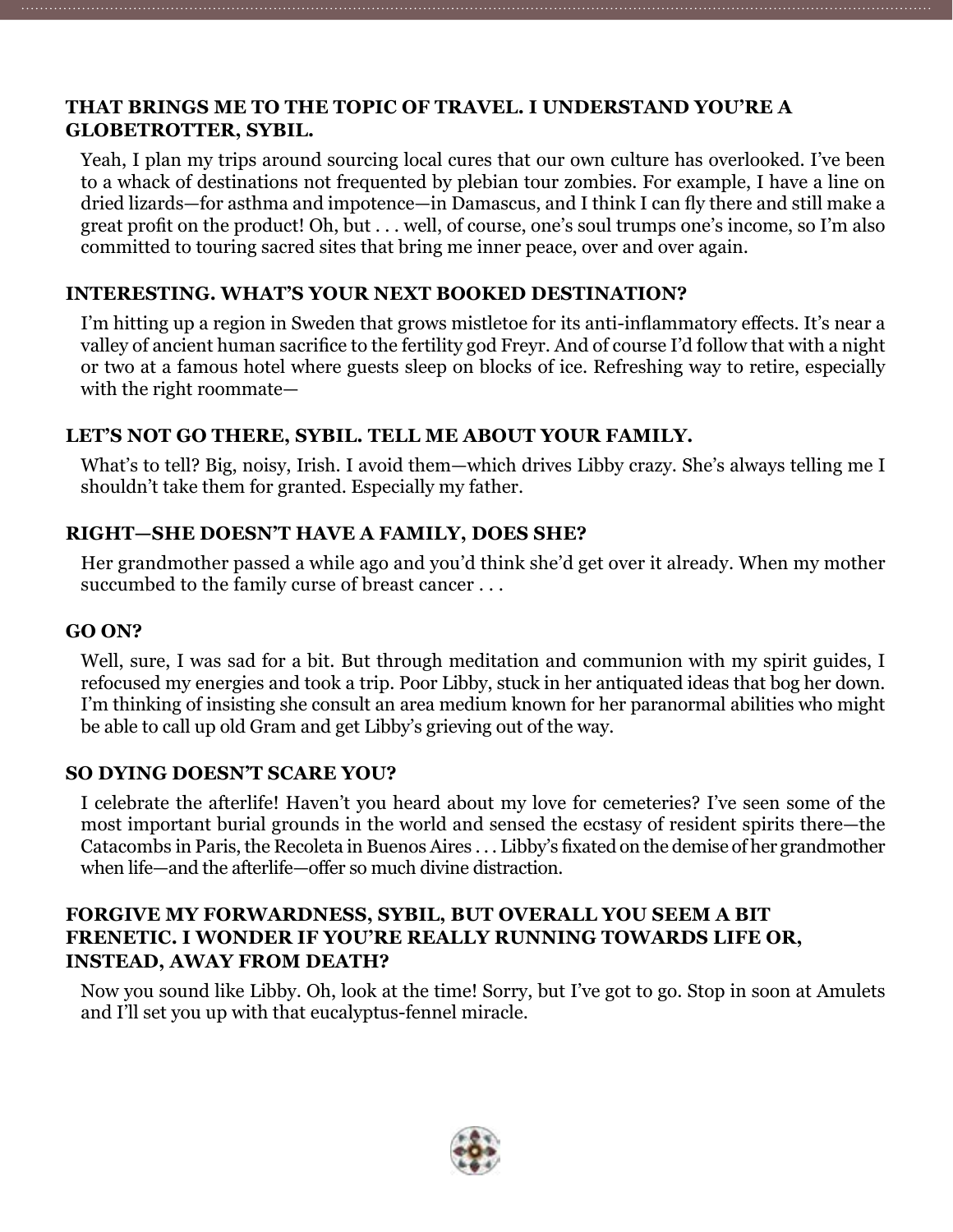**THAT BRINGS ME TO THE TOPIC OF TRAVEL. I UNDERSTAND YOU'RE A GLOBETROTTER, SYBIL.**

Yeah, I plan my trips around sourcing local cures that our own culture has overlooked. I've been to a whack of destinations not frequented by plebian tour zombies. For example, I have a line on dried lizards—for asthma and impotence—in Damascus, and I think I can fly there and still make a great profit on the product! Oh, but . . . well, of course, one's soul trumps one's income, so I'm also committed to touring sacred sites that bring me inner peace, over and over again.

**INTERESTING. WHAT'S YOUR NEXT BOOKED DESTINATION?**

I'm hitting up a region in Sweden that grows mistletoe for its anti-inflammatory effects. It's near a valley of ancient human sacrifice to the fertility god Freyr. And of course I'd follow that with a night or two at a famous hotel where guests sleep on blocks of ice. Refreshing way to retire, especially with the right roommate—

**LET'S NOT GO THERE, SYBIL. TELL ME ABOUT YOUR FAMILY.**

What's to tell? Big, noisy, Irish. I avoid them—which drives Libby crazy. She's always telling me I shouldn't take them for granted. Especially my father.

**RIGHT—SHE DOESN'T HAVE A FAMILY, DOES SHE?**

Her grandmother passed a while ago and you'd think she'd get over it already. When my mother succumbed to the family curse of breast cancer . . .

**GO ON?**

Well, sure, I was sad for a bit. But through meditation and communion with my spirit guides, I refocused my energies and took a trip. Poor Libby, stuck in her antiquated ideas that bog her down. I'm thinking of insisting she consult an area medium known for her paranormal abilities who might be able to call up old Gram and get Libby's grieving out of the way.

**SO DYING DOESN'T SCARE YOU?**

I celebrate the afterlife! Haven't you heard about my love for cemeteries? I've seen some of the most important burial grounds in the world and sensed the ecstasy of resident spirits there—the Catacombs in Paris, the Recoleta in Buenos Aires . . . Libby's fixated on the demise of her grandmother when life—and the afterlife—offer so much divine distraction.

**FORGIVE MY FORWARDNESS, SYBIL, BUT OVERALL YOU SEEM A BIT FRENETIC. I WONDER IF YOU'RE REALLY RUNNING TOWARDS LIFE OR, INSTEAD, AWAY FROM DEATH?**

Now you sound like Libby. Oh, look at the time! Sorry, but I've got to go. Stop in soon at Amulets and I'll set you up with that eucalyptus-fennel miracle.